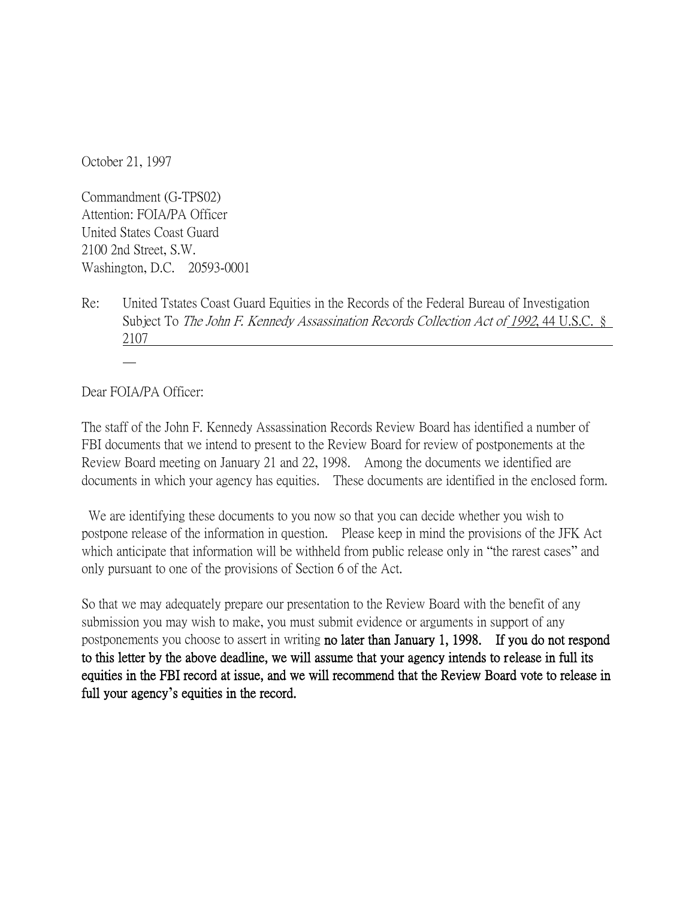October 21, 1997

Commandment (G-TPS02)
Attention: FOIA/PA Officer
United States Coast Guard
2100 2nd Street, S.W.
Washington, D.C. 20593-0001

Re: United Tstates Coast Guard Equities in the Records of the Federal Bureau of Investigation Subject To *The John F. Kennedy Assassination Records Collection Act of 1992*, 44 U.S.C. § 2107

Dear FOIA/PA Officer:

The staff of the John F. Kennedy Assassination Records Review Board has identified a number of FBI documents that we intend to present to the Review Board for review of postponements at the Review Board meeting on January 21 and 22, 1998. Among the documents we identified are documents in which your agency has equities. These documents are identified in the enclosed form.

We are identifying these documents to you now so that you can decide whether you wish to postpone release of the information in question. Please keep in mind the provisions of the JFK Act which anticipate that information will be withheld from public release only in "the rarest cases" and only pursuant to one of the provisions of Section 6 of the Act.

So that we may adequately prepare our presentation to the Review Board with the benefit of any submission you may wish to make, you must submit evidence or arguments in support of any postponements you choose to assert in writing **no later than January 1, 1998. If you do not respond to this letter by the above deadline, we will assume that your agency intends to release in full its equities in the FBI record at issue, and we will recommend that the Review Board vote to release in full your agency's equities in the record.**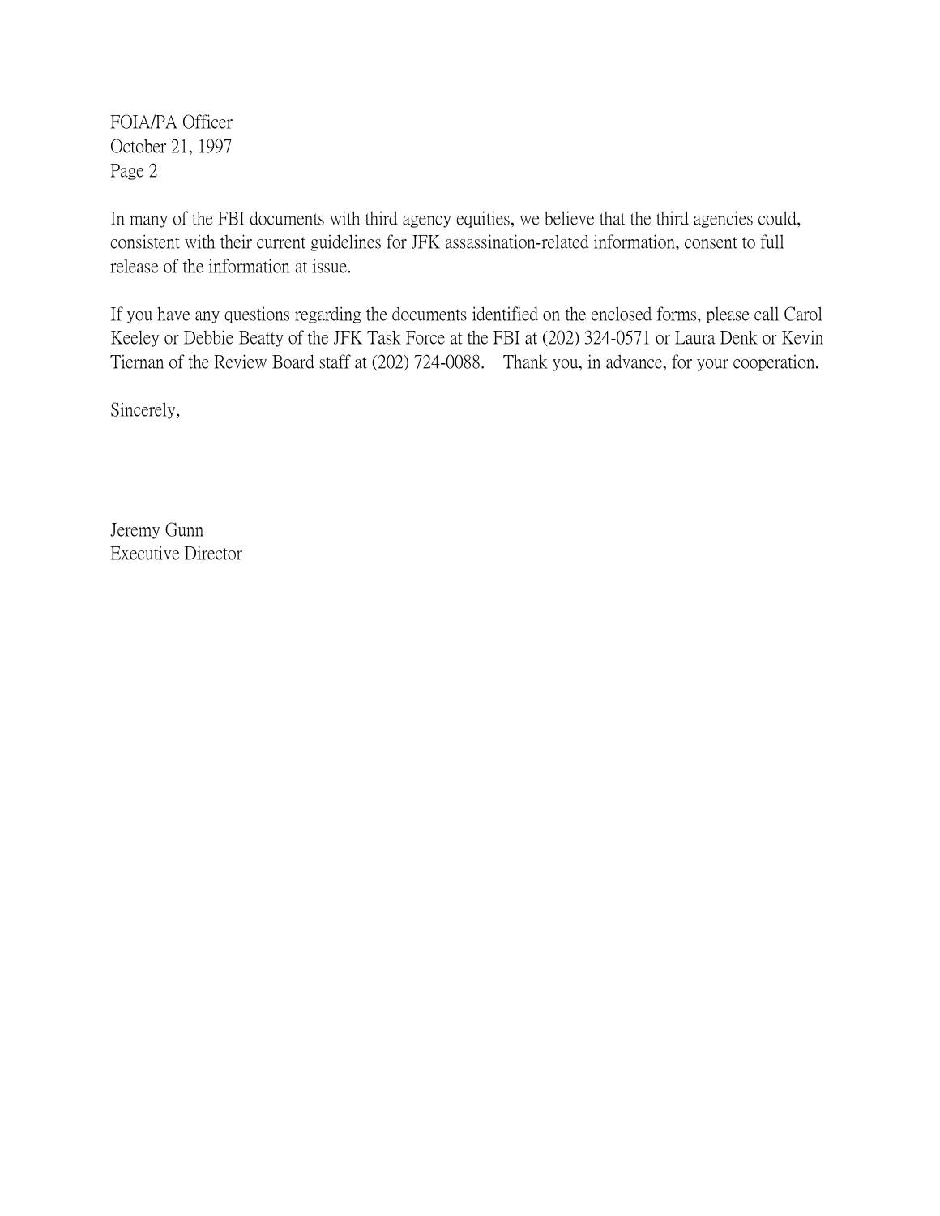FOIA/PA Officer
October 21, 1997
Page 2

In many of the FBI documents with third agency equities, we believe that the third agencies could, consistent with their current guidelines for JFK assassination-related information, consent to full release of the information at issue.

If you have any questions regarding the documents identified on the enclosed forms, please call Carol Keeley or Debbie Beatty of the JFK Task Force at the FBI at (202) 324-0571 or Laura Denk or Kevin Tiernan of the Review Board staff at (202) 724-0088. Thank you, in advance, for your cooperation.

Sincerely,

Jeremy Gunn
Executive Director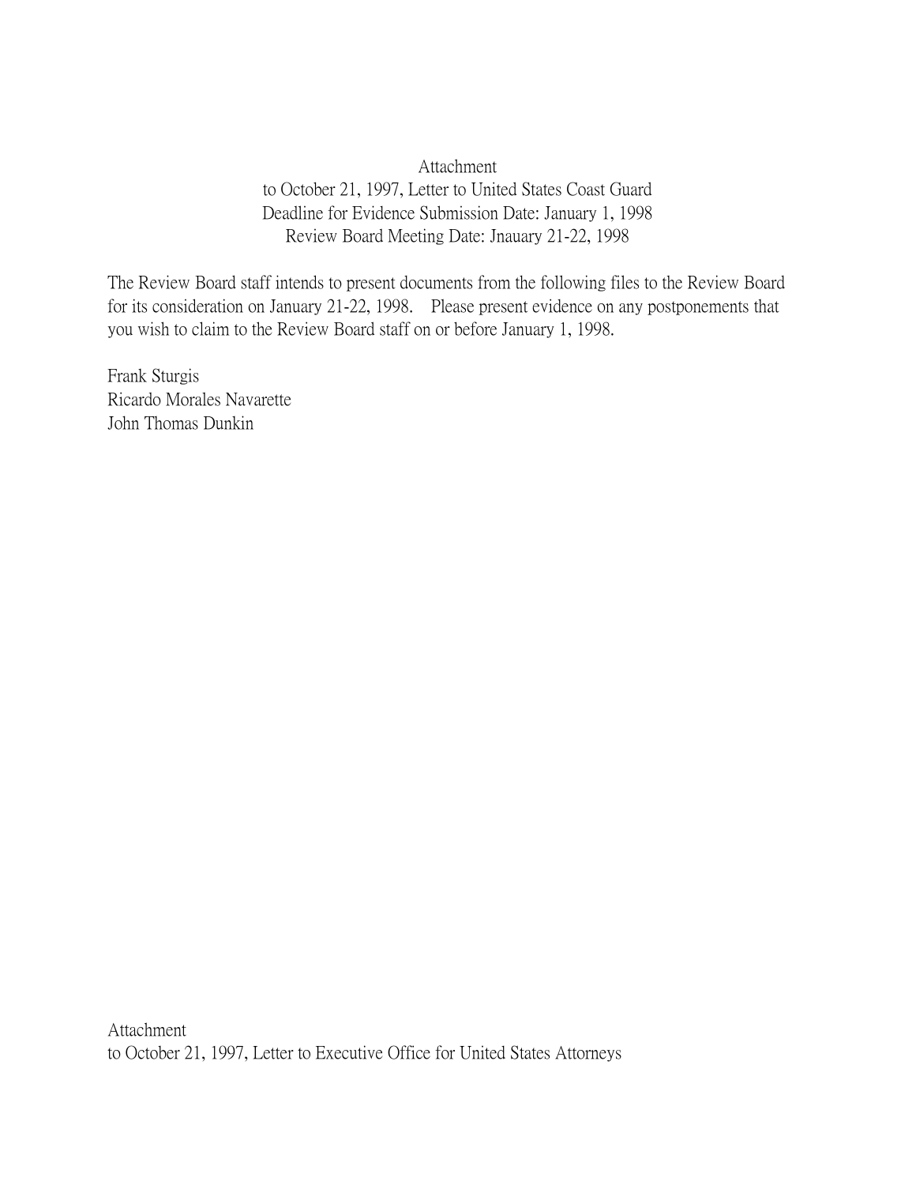Attachment
to October 21, 1997, Letter to United States Coast Guard
Deadline for Evidence Submission Date: January 1, 1998
Review Board Meeting Date: Jnauary 21-22, 1998

The Review Board staff intends to present documents from the following files to the Review Board for its consideration on January 21-22, 1998. Please present evidence on any postponements that you wish to claim to the Review Board staff on or before January 1, 1998.

Frank Sturgis
Ricardo Morales Navarette
John Thomas Dunkin

Attachment
to October 21, 1997, Letter to Executive Office for United States Attorneys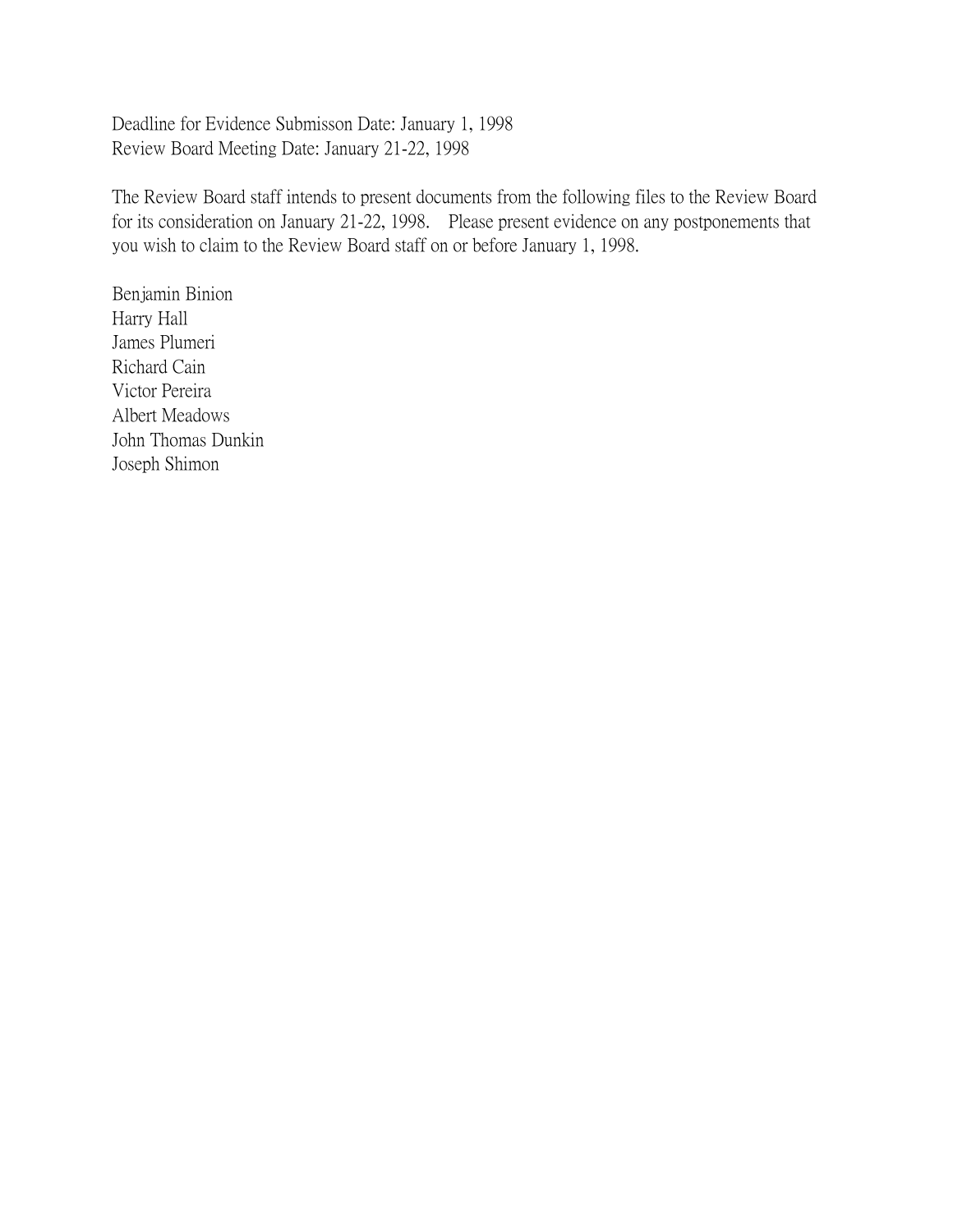Deadline for Evidence Submisson Date: January 1, 1998
Review Board Meeting Date: January 21-22, 1998

The Review Board staff intends to present documents from the following files to the Review Board for its consideration on January 21-22, 1998. Please present evidence on any postponements that you wish to claim to the Review Board staff on or before January 1, 1998.

Benjamin Binion
Harry Hall
James Plumeri
Richard Cain
Victor Pereira
Albert Meadows
John Thomas Dunkin
Joseph Shimon